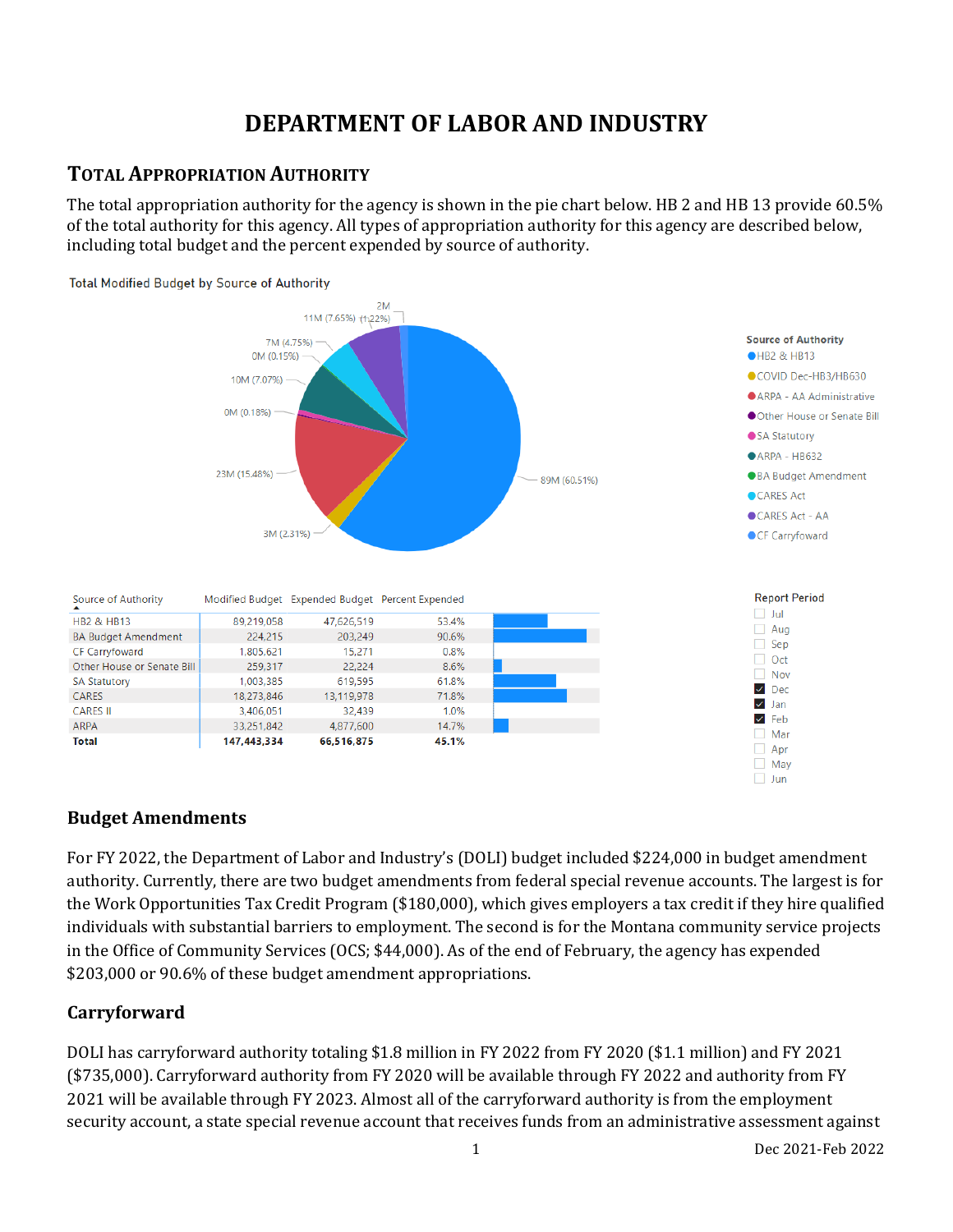# DEPARTMENT OF LABOR AND INDUSTRY

## Total Appropriation Authority

The total appropriation authority for the agency is shown in the pie chart below. HB 2 and HB 13 provide 60.5% of the total authority for this agency. All types of appropriation authority for this agency are described below, including total budget and the percent expended by source of authority.

Total Modified Budget by Source of Authority

| Source of Authority | Modified Budget | Expended Budget | Percent Expended |
|---|---|---|---|
| HB2 & HB13 | 89,219,058 | 47,626,519 | 53.4% |
| BA Budget Amendment | 224,215 | 203,249 | 90.6% |
| CF Carryforward | 1,805,621 | 15,271 | 0.8% |
| Other House or Senate Bill | 259,317 | 22,224 | 8.6% |
| SA Statutory | 1,003,385 | 619,595 | 61.8% |
| CARES | 18,273,846 | 13,119,978 | 71.8% |
| CARES II | 3,406,051 | 32,439 | 1.0% |
| ARPA | 33,251,842 | 4,877,600 | 14.7% |
| **Total** | **147,443,334** | **66,516,875** | **45.1%** |

### Budget Amendments

For FY 2022, the Department of Labor and Industry's (DOLI) budget included $224,000 in budget amendment authority. Currently, there are two budget amendments from federal special revenue accounts. The largest is for the Work Opportunities Tax Credit Program ($180,000), which gives employers a tax credit if they hire qualified individuals with substantial barriers to employment. The second is for the Montana community service projects in the Office of Community Services (OCS; $44,000). As of the end of February, the agency has expended $203,000 or 90.6% of these budget amendment appropriations.

### Carryforward

DOLI has carryforward authority totaling $1.8 million in FY 2022 from FY 2020 ($1.1 million) and FY 2021 ($735,000). Carryforward authority from FY 2020 will be available through FY 2022 and authority from FY 2021 will be available through FY 2023. Almost all of the carryforward authority is from the employment security account, a state special revenue account that receives funds from an administrative assessment against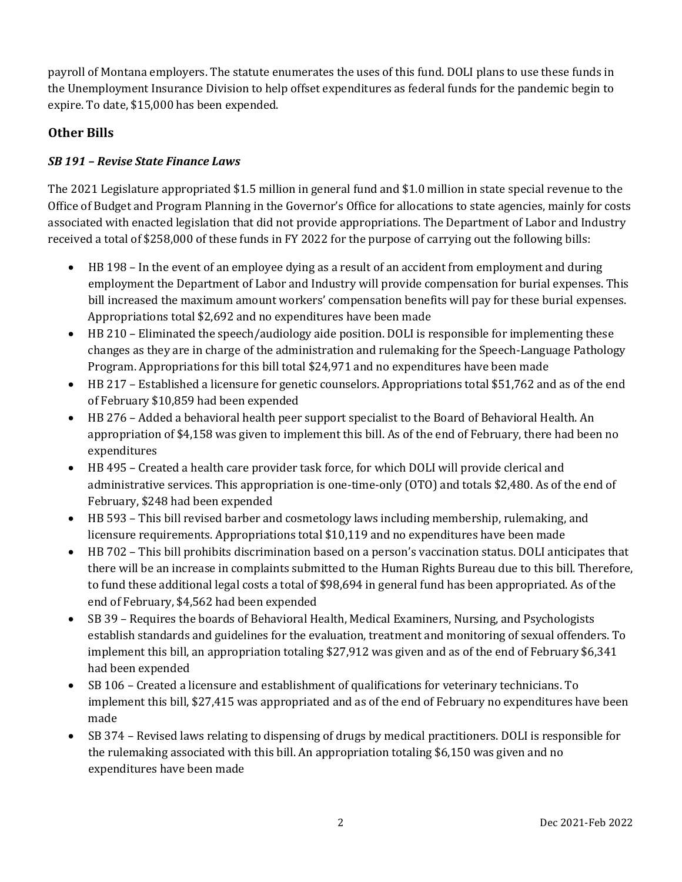payroll of Montana employers. The statute enumerates the uses of this fund. DOLI plans to use these funds in the Unemployment Insurance Division to help offset expenditures as federal funds for the pandemic begin to expire. To date, $15,000 has been expended.

## Other Bills

### *SB 191 – Revise State Finance Laws*

The 2021 Legislature appropriated $1.5 million in general fund and $1.0 million in state special revenue to the Office of Budget and Program Planning in the Governor's Office for allocations to state agencies, mainly for costs associated with enacted legislation that did not provide appropriations. The Department of Labor and Industry received a total of $258,000 of these funds in FY 2022 for the purpose of carrying out the following bills:

- HB 198 – In the event of an employee dying as a result of an accident from employment and during employment the Department of Labor and Industry will provide compensation for burial expenses. This bill increased the maximum amount workers' compensation benefits will pay for these burial expenses. Appropriations total $2,692 and no expenditures have been made
- HB 210 – Eliminated the speech/audiology aide position. DOLI is responsible for implementing these changes as they are in charge of the administration and rulemaking for the Speech-Language Pathology Program. Appropriations for this bill total $24,971 and no expenditures have been made
- HB 217 – Established a licensure for genetic counselors. Appropriations total $51,762 and as of the end of February $10,859 had been expended
- HB 276 – Added a behavioral health peer support specialist to the Board of Behavioral Health. An appropriation of $4,158 was given to implement this bill. As of the end of February, there had been no expenditures
- HB 495 – Created a health care provider task force, for which DOLI will provide clerical and administrative services. This appropriation is one-time-only (OTO) and totals $2,480. As of the end of February, $248 had been expended
- HB 593 – This bill revised barber and cosmetology laws including membership, rulemaking, and licensure requirements. Appropriations total $10,119 and no expenditures have been made
- HB 702 – This bill prohibits discrimination based on a person's vaccination status. DOLI anticipates that there will be an increase in complaints submitted to the Human Rights Bureau due to this bill. Therefore, to fund these additional legal costs a total of $98,694 in general fund has been appropriated. As of the end of February, $4,562 had been expended
- SB 39 – Requires the boards of Behavioral Health, Medical Examiners, Nursing, and Psychologists establish standards and guidelines for the evaluation, treatment and monitoring of sexual offenders. To implement this bill, an appropriation totaling $27,912 was given and as of the end of February $6,341 had been expended
- SB 106 – Created a licensure and establishment of qualifications for veterinary technicians. To implement this bill, $27,415 was appropriated and as of the end of February no expenditures have been made
- SB 374 – Revised laws relating to dispensing of drugs by medical practitioners. DOLI is responsible for the rulemaking associated with this bill. An appropriation totaling $6,150 was given and no expenditures have been made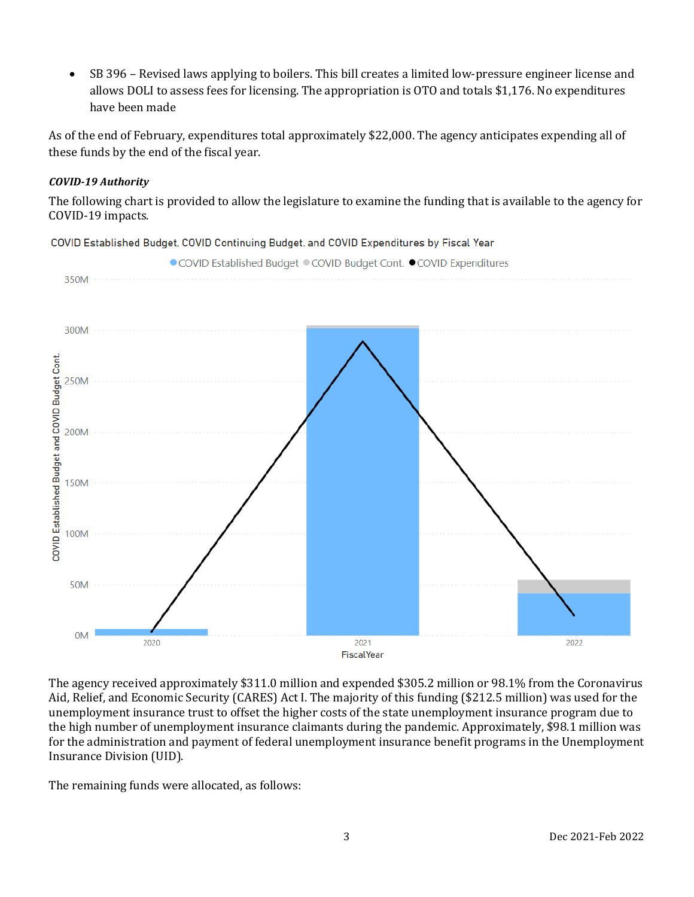- SB 396 – Revised laws applying to boilers. This bill creates a limited low-pressure engineer license and allows DOLI to assess fees for licensing. The appropriation is OTO and totals $1,176. No expenditures have been made

As of the end of February, expenditures total approximately $22,000. The agency anticipates expending all of these funds by the end of the fiscal year.

***COVID-19 Authority***

The following chart is provided to allow the legislature to examine the funding that is available to the agency for COVID-19 impacts.

COVID Established Budget, COVID Continuing Budget, and COVID Expenditures by Fiscal Year

The agency received approximately $311.0 million and expended $305.2 million or 98.1% from the Coronavirus Aid, Relief, and Economic Security (CARES) Act I. The majority of this funding ($212.5 million) was used for the unemployment insurance trust to offset the higher costs of the state unemployment insurance program due to the high number of unemployment insurance claimants during the pandemic. Approximately, $98.1 million was for the administration and payment of federal unemployment insurance benefit programs in the Unemployment Insurance Division (UID).

The remaining funds were allocated, as follows: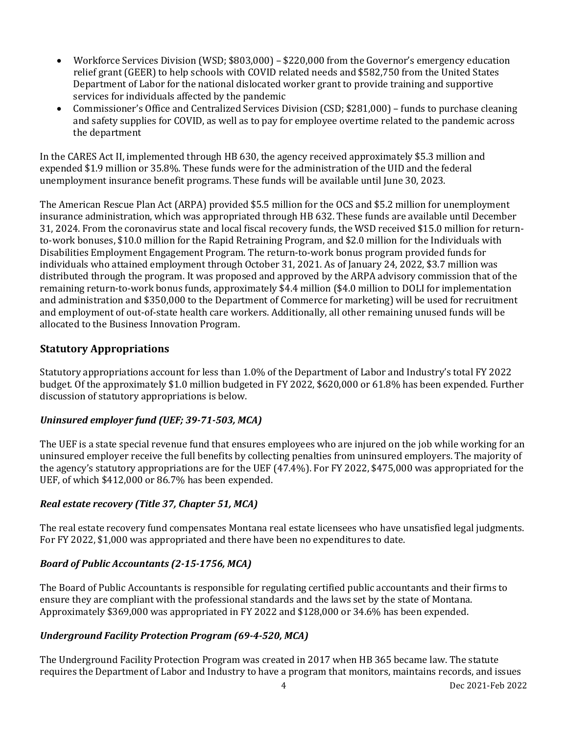- Workforce Services Division (WSD; $803,000) – $220,000 from the Governor's emergency education relief grant (GEER) to help schools with COVID related needs and $582,750 from the United States Department of Labor for the national dislocated worker grant to provide training and supportive services for individuals affected by the pandemic
- Commissioner's Office and Centralized Services Division (CSD; $281,000) – funds to purchase cleaning and safety supplies for COVID, as well as to pay for employee overtime related to the pandemic across the department

In the CARES Act II, implemented through HB 630, the agency received approximately $5.3 million and expended $1.9 million or 35.8%. These funds were for the administration of the UID and the federal unemployment insurance benefit programs. These funds will be available until June 30, 2023.

The American Rescue Plan Act (ARPA) provided $5.5 million for the OCS and $5.2 million for unemployment insurance administration, which was appropriated through HB 632. These funds are available until December 31, 2024. From the coronavirus state and local fiscal recovery funds, the WSD received $15.0 million for return-to-work bonuses, $10.0 million for the Rapid Retraining Program, and $2.0 million for the Individuals with Disabilities Employment Engagement Program. The return-to-work bonus program provided funds for individuals who attained employment through October 31, 2021. As of January 24, 2022, $3.7 million was distributed through the program. It was proposed and approved by the ARPA advisory commission that of the remaining return-to-work bonus funds, approximately $4.4 million ($4.0 million to DOLI for implementation and administration and $350,000 to the Department of Commerce for marketing) will be used for recruitment and employment of out-of-state health care workers. Additionally, all other remaining unused funds will be allocated to the Business Innovation Program.

## Statutory Appropriations

Statutory appropriations account for less than 1.0% of the Department of Labor and Industry's total FY 2022 budget. Of the approximately $1.0 million budgeted in FY 2022, $620,000 or 61.8% has been expended. Further discussion of statutory appropriations is below.

### *Uninsured employer fund (UEF; 39-71-503, MCA)*

The UEF is a state special revenue fund that ensures employees who are injured on the job while working for an uninsured employer receive the full benefits by collecting penalties from uninsured employers. The majority of the agency's statutory appropriations are for the UEF (47.4%). For FY 2022, $475,000 was appropriated for the UEF, of which $412,000 or 86.7% has been expended.

### *Real estate recovery (Title 37, Chapter 51, MCA)*

The real estate recovery fund compensates Montana real estate licensees who have unsatisfied legal judgments. For FY 2022, $1,000 was appropriated and there have been no expenditures to date.

### *Board of Public Accountants (2-15-1756, MCA)*

The Board of Public Accountants is responsible for regulating certified public accountants and their firms to ensure they are compliant with the professional standards and the laws set by the state of Montana. Approximately $369,000 was appropriated in FY 2022 and $128,000 or 34.6% has been expended.

### *Underground Facility Protection Program (69-4-520, MCA)*

The Underground Facility Protection Program was created in 2017 when HB 365 became law. The statute requires the Department of Labor and Industry to have a program that monitors, maintains records, and issues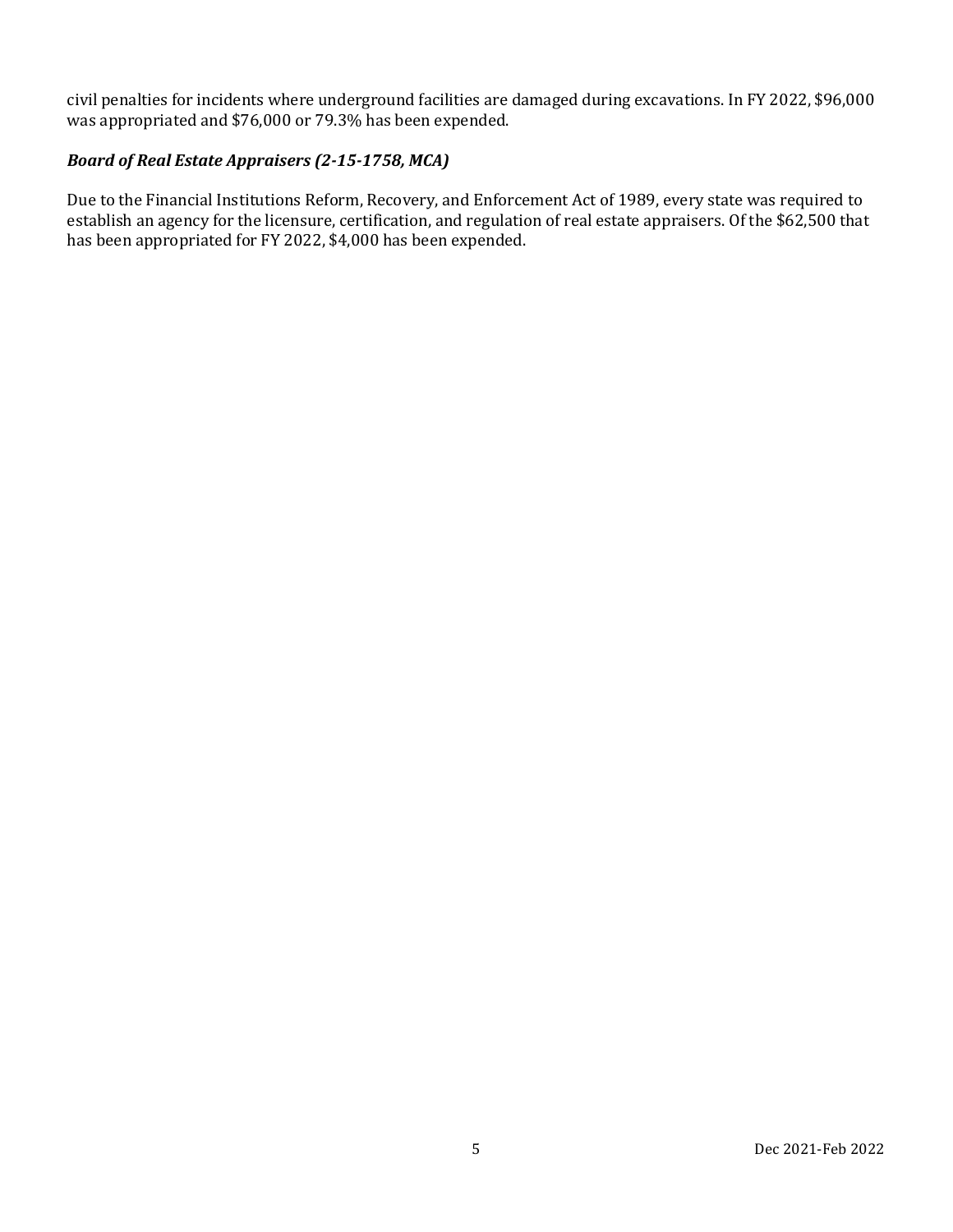civil penalties for incidents where underground facilities are damaged during excavations. In FY 2022, $96,000 was appropriated and $76,000 or 79.3% has been expended.

### *Board of Real Estate Appraisers (2-15-1758, MCA)*

Due to the Financial Institutions Reform, Recovery, and Enforcement Act of 1989, every state was required to establish an agency for the licensure, certification, and regulation of real estate appraisers. Of the $62,500 that has been appropriated for FY 2022, $4,000 has been expended.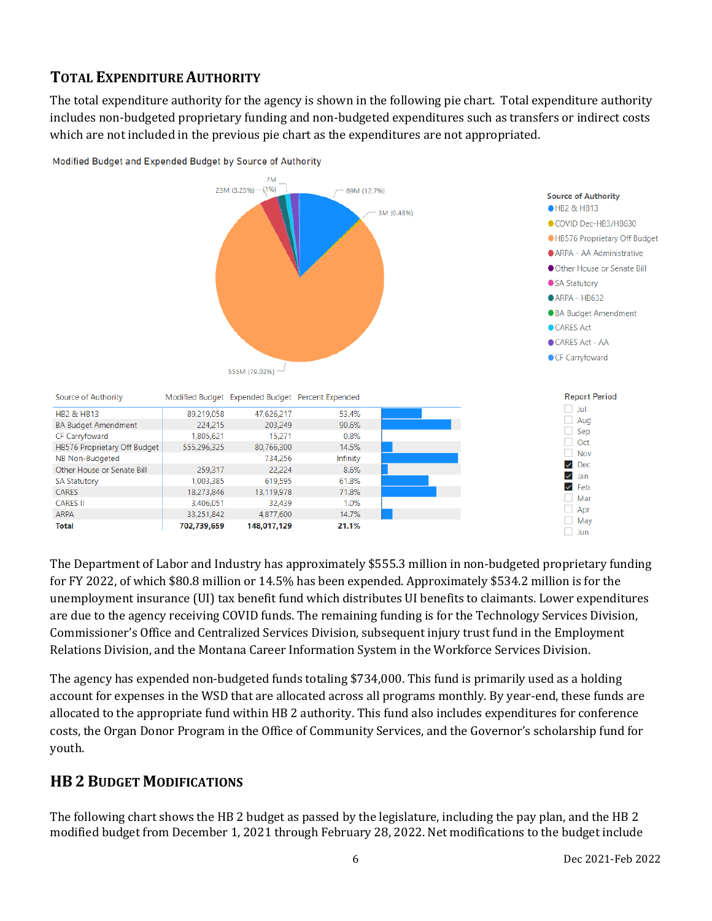## Total Expenditure Authority

The total expenditure authority for the agency is shown in the following pie chart. Total expenditure authority includes non-budgeted proprietary funding and non-budgeted expenditures such as transfers or indirect costs which are not included in the previous pie chart as the expenditures are not appropriated.

Modified Budget and Expended Budget by Source of Authority

| Source of Authority | Modified Budget | Expended Budget | Percent Expended |
|---|---|---|---|
| HB2 & HB13 | 89,219,058 | 47,626,217 | 53.4% |
| BA Budget Amendment | 224,215 | 203,249 | 90.6% |
| CF Carryfoward | 1,805,621 | 15,271 | 0.8% |
| HB576 Proprietary Off Budget | 555,296,325 | 80,766,300 | 14.5% |
| NB Non-Budgeted | | 734,256 | Infinity |
| Other House or Senate Bill | 259,317 | 22,224 | 8.6% |
| SA Statutory | 1,003,385 | 619,595 | 61.8% |
| CARES | 18,273,846 | 13,119,978 | 71.8% |
| CARES II | 3,406,051 | 32,439 | 1.0% |
| ARPA | 33,251,842 | 4,877,600 | 14.7% |
| **Total** | **702,739,659** | **148,017,129** | **21.1%** |

The Department of Labor and Industry has approximately $555.3 million in non-budgeted proprietary funding for FY 2022, of which $80.8 million or 14.5% has been expended. Approximately $534.2 million is for the unemployment insurance (UI) tax benefit fund which distributes UI benefits to claimants. Lower expenditures are due to the agency receiving COVID funds. The remaining funding is for the Technology Services Division, Commissioner's Office and Centralized Services Division, subsequent injury trust fund in the Employment Relations Division, and the Montana Career Information System in the Workforce Services Division.

The agency has expended non-budgeted funds totaling $734,000. This fund is primarily used as a holding account for expenses in the WSD that are allocated across all programs monthly. By year-end, these funds are allocated to the appropriate fund within HB 2 authority. This fund also includes expenditures for conference costs, the Organ Donor Program in the Office of Community Services, and the Governor's scholarship fund for youth.

## HB 2 Budget Modifications

The following chart shows the HB 2 budget as passed by the legislature, including the pay plan, and the HB 2 modified budget from December 1, 2021 through February 28, 2022. Net modifications to the budget include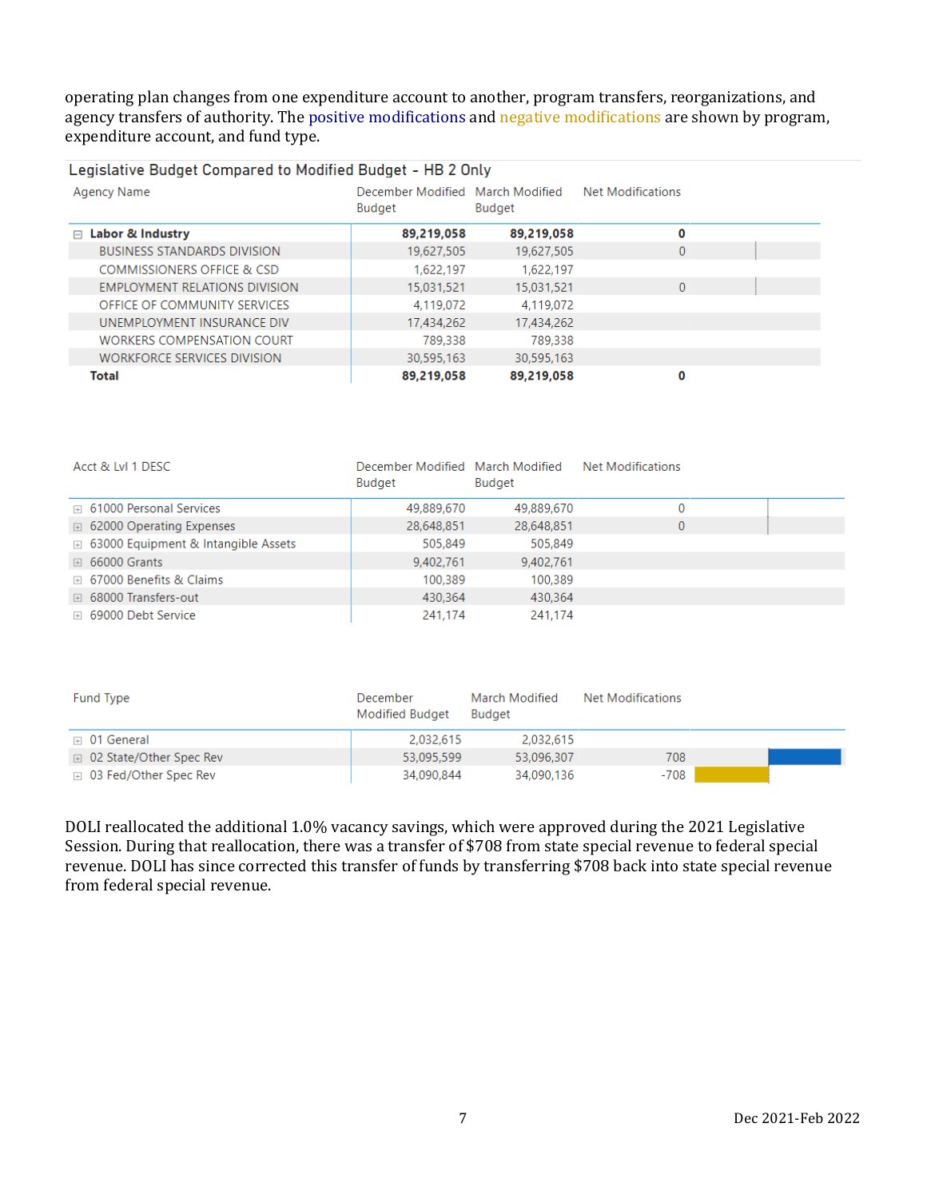operating plan changes from one expenditure account to another, program transfers, reorganizations, and agency transfers of authority. The positive modifications and negative modifications are shown by program, expenditure account, and fund type.

**Legislative Budget Compared to Modified Budget - HB 2 Only**

| Agency Name | December Modified Budget | March Modified Budget | Net Modifications |
|---|---|---|---|
| **Labor & Industry** | **89,219,058** | **89,219,058** | **0** |
| BUSINESS STANDARDS DIVISION | 19,627,505 | 19,627,505 | 0 |
| COMMISSIONERS OFFICE & CSD | 1,622,197 | 1,622,197 | |
| EMPLOYMENT RELATIONS DIVISION | 15,031,521 | 15,031,521 | 0 |
| OFFICE OF COMMUNITY SERVICES | 4,119,072 | 4,119,072 | |
| UNEMPLOYMENT INSURANCE DIV | 17,434,262 | 17,434,262 | |
| WORKERS COMPENSATION COURT | 789,338 | 789,338 | |
| WORKFORCE SERVICES DIVISION | 30,595,163 | 30,595,163 | |
| **Total** | **89,219,058** | **89,219,058** | **0** |

| Acct & Lvl 1 DESC | December Modified Budget | March Modified Budget | Net Modifications |
|---|---|---|---|
| 61000 Personal Services | 49,889,670 | 49,889,670 | 0 |
| 62000 Operating Expenses | 28,648,851 | 28,648,851 | 0 |
| 63000 Equipment & Intangible Assets | 505,849 | 505,849 | |
| 66000 Grants | 9,402,761 | 9,402,761 | |
| 67000 Benefits & Claims | 100,389 | 100,389 | |
| 68000 Transfers-out | 430,364 | 430,364 | |
| 69000 Debt Service | 241,174 | 241,174 | |

| Fund Type | December Modified Budget | March Modified Budget | Net Modifications |
|---|---|---|---|
| 01 General | 2,032,615 | 2,032,615 | |
| 02 State/Other Spec Rev | 53,095,599 | 53,096,307 | 708 |
| 03 Fed/Other Spec Rev | 34,090,844 | 34,090,136 | -708 |

DOLI reallocated the additional 1.0% vacancy savings, which were approved during the 2021 Legislative Session. During that reallocation, there was a transfer of $708 from state special revenue to federal special revenue. DOLI has since corrected this transfer of funds by transferring $708 back into state special revenue from federal special revenue.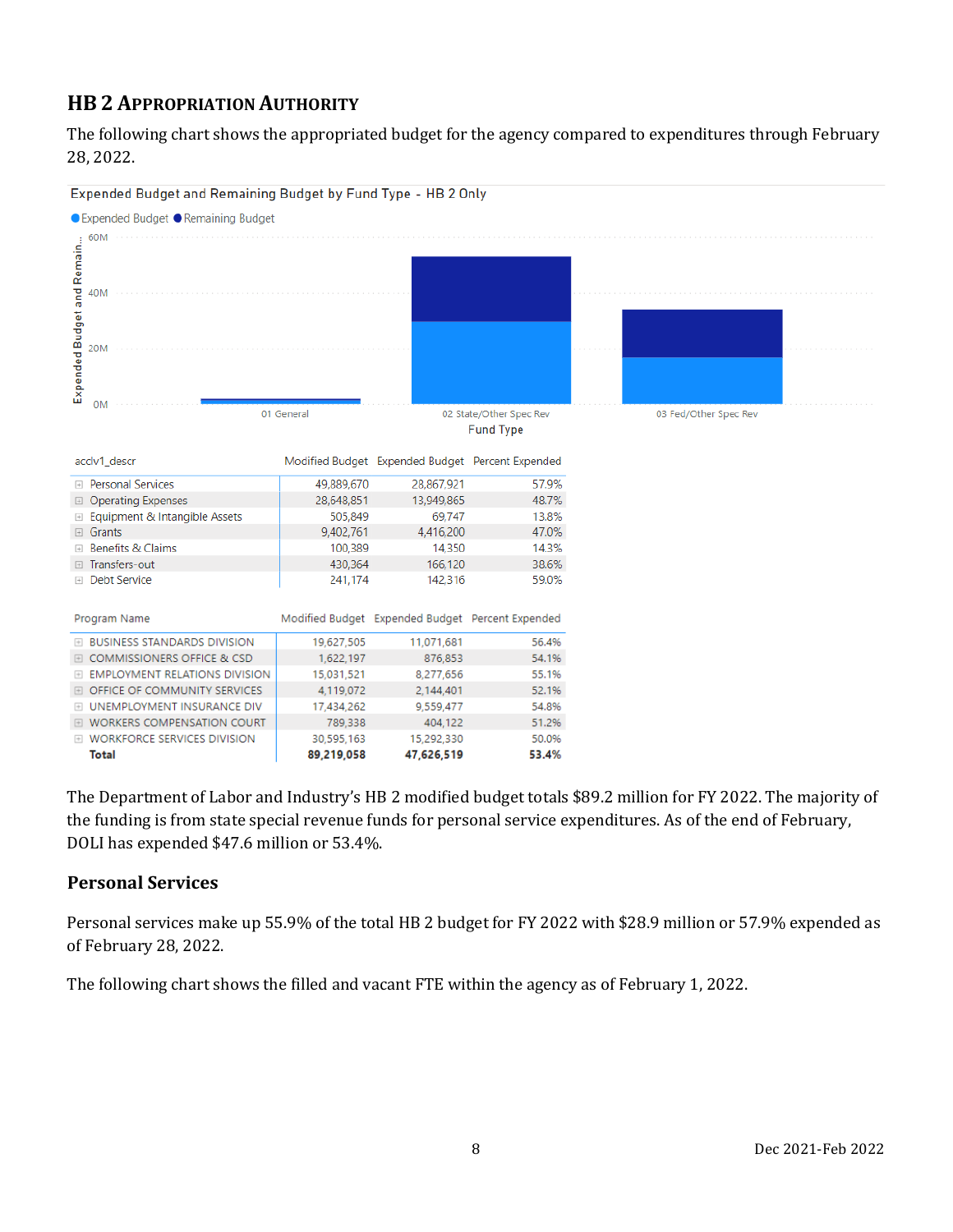## HB 2 Appropriation Authority

The following chart shows the appropriated budget for the agency compared to expenditures through February 28, 2022.

Expended Budget and Remaining Budget by Fund Type - HB 2 Only

| acclv1_descr | Modified Budget | Expended Budget | Percent Expended |
|---|---|---|---|
| Personal Services | 49,889,670 | 28,867,921 | 57.9% |
| Operating Expenses | 28,648,851 | 13,949,865 | 48.7% |
| Equipment & Intangible Assets | 505,849 | 69,747 | 13.8% |
| Grants | 9,402,761 | 4,416,200 | 47.0% |
| Benefits & Claims | 100,389 | 14,350 | 14.3% |
| Transfers-out | 430,364 | 166,120 | 38.6% |
| Debt Service | 241,174 | 142,316 | 59.0% |

| Program Name | Modified Budget | Expended Budget | Percent Expended |
|---|---|---|---|
| BUSINESS STANDARDS DIVISION | 19,627,505 | 11,071,681 | 56.4% |
| COMMISSIONERS OFFICE & CSD | 1,622,197 | 876,853 | 54.1% |
| EMPLOYMENT RELATIONS DIVISION | 15,031,521 | 8,277,656 | 55.1% |
| OFFICE OF COMMUNITY SERVICES | 4,119,072 | 2,144,401 | 52.1% |
| UNEMPLOYMENT INSURANCE DIV | 17,434,262 | 9,559,477 | 54.8% |
| WORKERS COMPENSATION COURT | 789,338 | 404,122 | 51.2% |
| WORKFORCE SERVICES DIVISION | 30,595,163 | 15,292,330 | 50.0% |
| **Total** | **89,219,058** | **47,626,519** | **53.4%** |

The Department of Labor and Industry's HB 2 modified budget totals $89.2 million for FY 2022. The majority of the funding is from state special revenue funds for personal service expenditures. As of the end of February, DOLI has expended $47.6 million or 53.4%.

### Personal Services

Personal services make up 55.9% of the total HB 2 budget for FY 2022 with $28.9 million or 57.9% expended as of February 28, 2022.

The following chart shows the filled and vacant FTE within the agency as of February 1, 2022.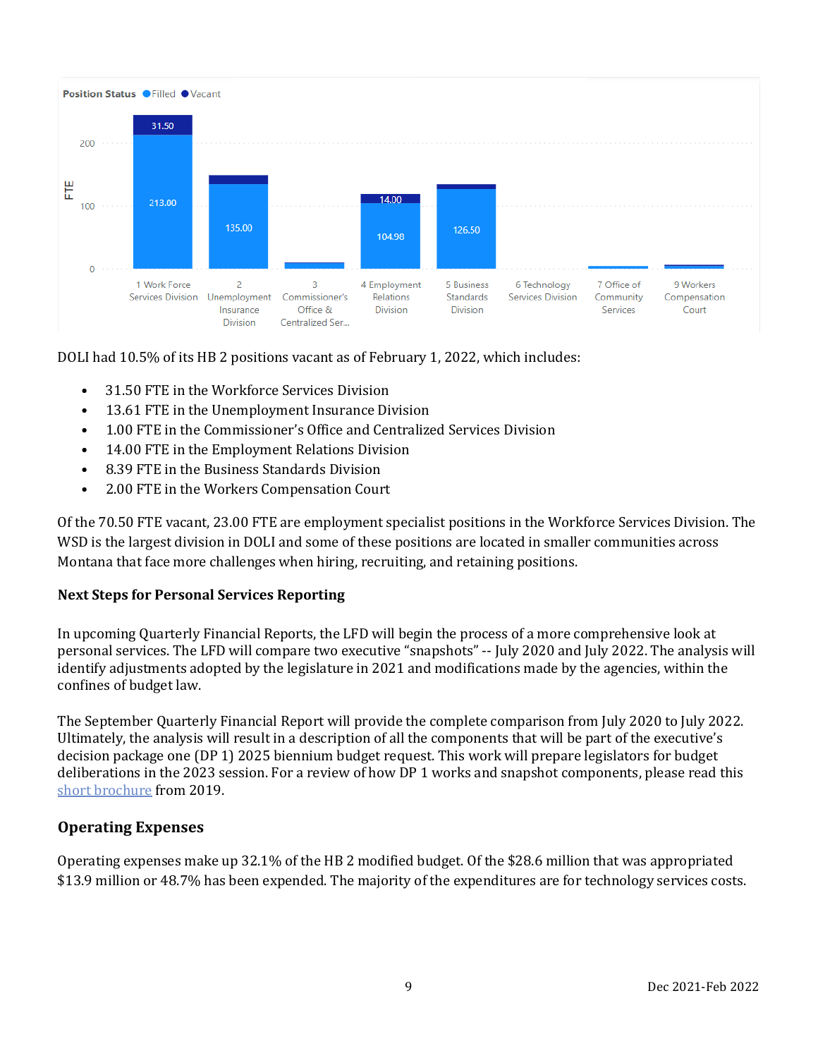DOLI had 10.5% of its HB 2 positions vacant as of February 1, 2022, which includes:

- 31.50 FTE in the Workforce Services Division
- 13.61 FTE in the Unemployment Insurance Division
- 1.00 FTE in the Commissioner's Office and Centralized Services Division
- 14.00 FTE in the Employment Relations Division
- 8.39 FTE in the Business Standards Division
- 2.00 FTE in the Workers Compensation Court

Of the 70.50 FTE vacant, 23.00 FTE are employment specialist positions in the Workforce Services Division. The WSD is the largest division in DOLI and some of these positions are located in smaller communities across Montana that face more challenges when hiring, recruiting, and retaining positions.

### Next Steps for Personal Services Reporting

In upcoming Quarterly Financial Reports, the LFD will begin the process of a more comprehensive look at personal services. The LFD will compare two executive "snapshots" -- July 2020 and July 2022. The analysis will identify adjustments adopted by the legislature in 2021 and modifications made by the agencies, within the confines of budget law.

The September Quarterly Financial Report will provide the complete comparison from July 2020 to July 2022. Ultimately, the analysis will result in a description of all the components that will be part of the executive's decision package one (DP 1) 2025 biennium budget request. This work will prepare legislators for budget deliberations in the 2023 session. For a review of how DP 1 works and snapshot components, please read this short brochure from 2019.

## Operating Expenses

Operating expenses make up 32.1% of the HB 2 modified budget. Of the $28.6 million that was appropriated $13.9 million or 48.7% has been expended. The majority of the expenditures are for technology services costs.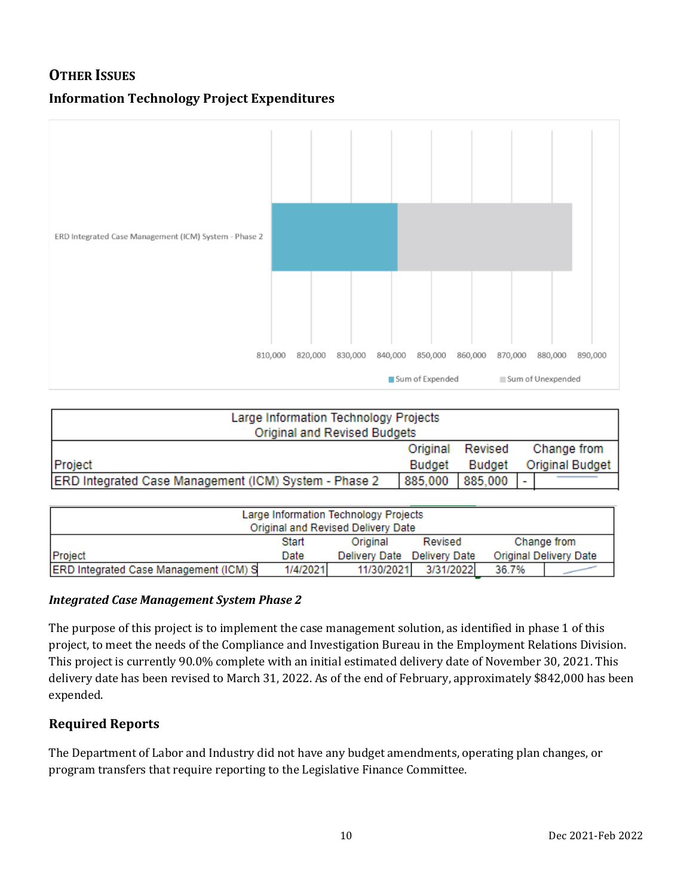## Other Issues

### Information Technology Project Expenditures

ERD Integrated Case Management (ICM) System - Phase 2

810,000
820,000
830,000
840,000
850,000
860,000
870,000
880,000
890,000

Sum of Expended
Sum of Unexpended

| Large Information Technology Projects Original and Revised Budgets | | | |
|---|---|---|---|
| Project | Original Budget | Revised Budget | Change from Original Budget |
| ERD Integrated Case Management (ICM) System - Phase 2 | 885,000 | 885,000 | - |

| Large Information Technology Projects Original and Revised Delivery Date | | | | |
|---|---|---|---|---|
| Project | Start Date | Original Delivery Date | Revised Delivery Date | Change from Original Delivery Date |
| ERD Integrated Case Management (ICM) S | 1/4/2021 | 11/30/2021 | 3/31/2022 | 36.7% |

***Integrated Case Management System Phase 2***

The purpose of this project is to implement the case management solution, as identified in phase 1 of this project, to meet the needs of the Compliance and Investigation Bureau in the Employment Relations Division. This project is currently 90.0% complete with an initial estimated delivery date of November 30, 2021. This delivery date has been revised to March 31, 2022. As of the end of February, approximately $842,000 has been expended.

### Required Reports

The Department of Labor and Industry did not have any budget amendments, operating plan changes, or program transfers that require reporting to the Legislative Finance Committee.